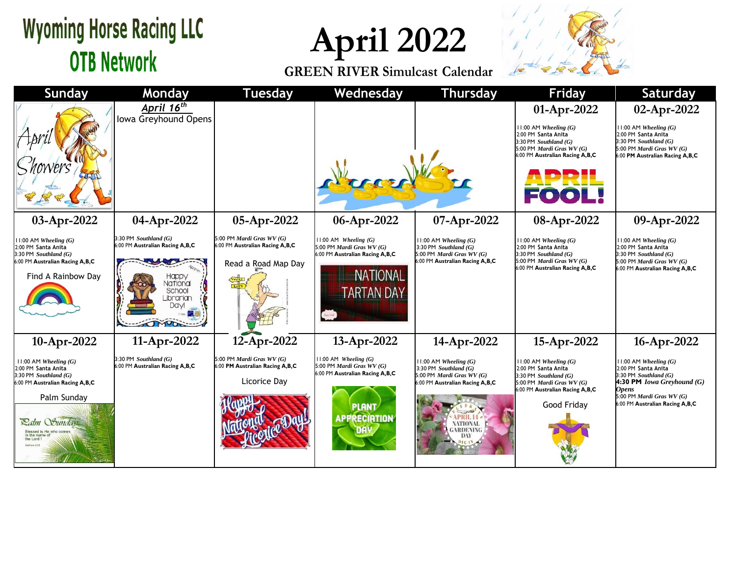# Wyoming Horse Racing LLC
## OTB Network

# April 2022

## GREEN RIVER Simulcast Calendar

| Sunday | Monday | Tuesday | Wednesday | Thursday | Friday | Saturday |
|---|---|---|---|---|---|---|
| April Showers | ***April 16th*** Iowa Greyhound Opens | | | | **01-Apr-2022** 11:00 AM *Wheeling (G)* 2:00 PM Santa Anita 3:30 PM *Southland (G)* 5:00 PM *Mardi Gras WV (G)* 6:00 PM **Australian Racing A,B,C** APRIL FOOL! | **02-Apr-2022** 11:00 AM *Wheeling (G)* 2:00 PM Santa Anita 3:30 PM *Southland (G)* 5:00 PM *Mardi Gras WV (G)* 6:00 **PM Australian Racing A,B,C** |
| **03-Apr-2022** 11:00 AM *Wheeling (G)* 2:00 PM Santa Anita 3:30 PM *Southland (G)* 6:00 PM **Australian Racing A,B,C** Find A Rainbow Day | **04-Apr-2022** 3:30 PM *Southland (G)* 6:00 PM **Australian Racing A,B,C** Happy National School Librarian Day! | **05-Apr-2022** 5:00 PM *Mardi Gras WV (G)* 6:00 PM **Australian Racing A,B,C** Read a Road Map Day | **06-Apr-2022** 11:00 AM *Wheeling (G)* 5:00 PM *Mardi Gras WV (G)* 6:00 PM **Australian Racing A,B,C** NATIONAL TARTAN DAY | **07-Apr-2022** 11:00 AM *Wheeling (G)* 3:30 PM *Southland (G)* 5:00 PM *Mardi Gras WV (G)* 6:00 PM **Australian Racing A,B,C** | **08-Apr-2022** 11:00 AM *Wheeling (G)* 2:00 PM Santa Anita 3:30 PM *Southland (G)* 5:00 PM *Mardi Gras WV (G)* 6:00 PM **Australian Racing A,B,C** | **09-Apr-2022** 11:00 AM *Wheeling (G)* 2:00 PM Santa Anita 3:30 PM *Southland (G)* 5:00 PM *Mardi Gras WV (G)* 6:00 PM **Australian Racing A,B,C** |
| **10-Apr-2022** 11:00 AM *Wheeling (G)* 2:00 PM Santa Anita 3:30 PM *Southland (G)* 6:00 PM **Australian Racing A,B,C** Palm Sunday | **11-Apr-2022** 3:30 PM *Southland (G)* 6:00 PM **Australian Racing A,B,C** | **12-Apr-2022** 5:00 PM *Mardi Gras WV (G)* 6:00 **PM Australian Racing A,B,C** Licorice Day | **13-Apr-2022** 11:00 AM *Wheeling (G)* 5:00 PM *Mardi Gras WV (G)* 6:00 PM **Australian Racing A,B,C** PLANT APPRECIATION DAY | **14-Apr-2022** 11:00 AM *Wheeling (G)* 3:30 PM *Southland (G)* 5:00 PM *Mardi Gras WV (G)* 6:00 PM **Australian Racing A,B,C** APRIL 14 NATIONAL GARDENING DAY | **15-Apr-2022** 11:00 AM *Wheeling (G)* 2:00 PM Santa Anita 3:30 PM *Southland (G)* 5:00 PM *Mardi Gras WV (G)* 6:00 PM **Australian Racing A,B,C** Good Friday | **16-Apr-2022** 11:00 AM *Wheeling (G)* 2:00 PM Santa Anita 3:30 PM *Southland (G)* **4:30 PM** ***Iowa Greyhound (G) Opens*** 5:00 PM *Mardi Gras WV (G)* 6:00 PM **Australian Racing A,B,C** |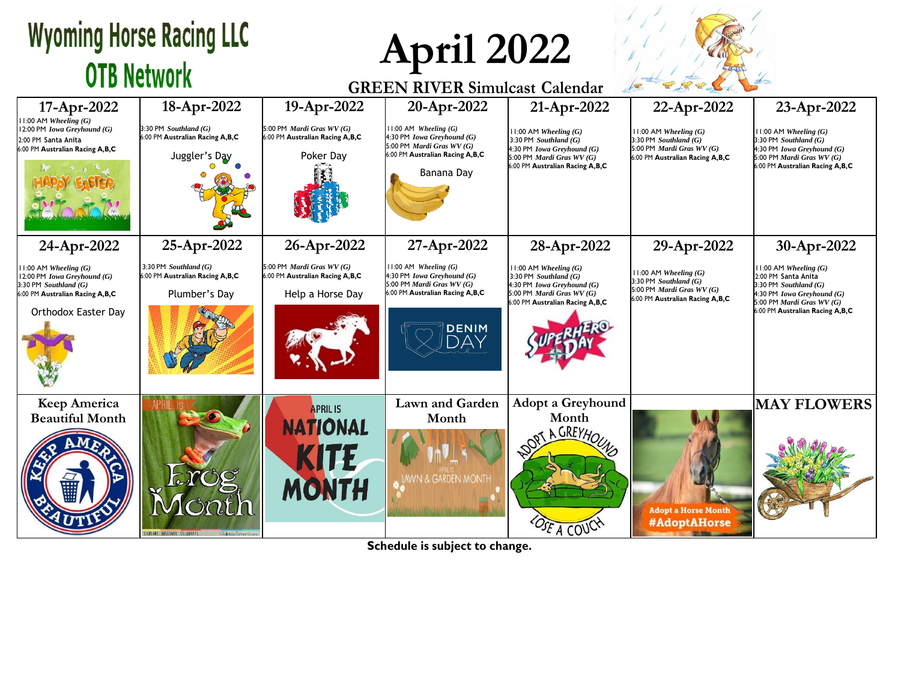# Wyoming Horse Racing LLC OTB Network

# April 2022

## GREEN RIVER Simulcast Calendar

| 17-Apr-2022 | 18-Apr-2022 | 19-Apr-2022 | 20-Apr-2022 | 21-Apr-2022 | 22-Apr-2022 | 23-Apr-2022 |
|---|---|---|---|---|---|---|
| 11:00 AM *Wheeling (G)*<br>12:00 PM *Iowa Greyhound (G)*<br>2:00 PM Santa Anita<br>6:00 PM **Australian Racing A,B,C**<br>HAPPY EASTER | 3:30 PM *Southland (G)*<br>6:00 PM **Australian Racing A,B,C**<br>Juggler's Day | 5:00 PM *Mardi Gras WV (G)*<br>6:00 PM **Australian Racing A,B,C**<br>Poker Day | 11:00 AM *Wheeling (G)*<br>4:30 PM *Iowa Greyhound (G)*<br>5:00 PM *Mardi Gras WV (G)*<br>6:00 PM **Australian Racing A,B,C**<br>Banana Day | 11:00 AM *Wheeling (G)*<br>3:30 PM *Southland (G)*<br>4:30 PM *Iowa Greyhound (G)*<br>5:00 PM *Mardi Gras WV (G)*<br>6:00 PM **Australian Racing A,B,C** | 11:00 AM *Wheeling (G)*<br>3:30 PM *Southland (G)*<br>5:00 PM *Mardi Gras WV (G)*<br>6:00 PM **Australian Racing A,B,C** | 11:00 AM *Wheeling (G)*<br>3:30 PM *Southland (G)*<br>4:30 PM *Iowa Greyhound (G)*<br>5:00 PM *Mardi Gras WV (G)*<br>6:00 PM **Australian Racing A,B,C** |
| **24-Apr-2022** | **25-Apr-2022** | **26-Apr-2022** | **27-Apr-2022** | **28-Apr-2022** | **29-Apr-2022** | **30-Apr-2022** |
| 11:00 AM *Wheeling (G)*<br>12:00 PM *Iowa Greyhound (G)*<br>3:30 PM *Southland (G)*<br>6:00 PM **Australian Racing A,B,C**<br>Orthodox Easter Day | 3:30 PM *Southland (G)*<br>6:00 PM **Australian Racing A,B,C**<br>Plumber's Day | 5:00 PM *Mardi Gras WV (G)*<br>6:00 PM **Australian Racing A,B,C**<br>Help a Horse Day | 11:00 AM *Wheeling (G)*<br>4:30 PM *Iowa Greyhound (G)*<br>5:00 PM *Mardi Gras WV (G)*<br>6:00 PM **Australian Racing A,B,C**<br>DENIM DAY | 11:00 AM *Wheeling (G)*<br>3:30 PM *Southland (G)*<br>4:30 PM *Iowa Greyhound (G)*<br>5:00 PM *Mardi Gras WV (G)*<br>6:00 PM **Australian Racing A,B,C**<br>SUPERHERO DAY | 11:00 AM *Wheeling (G)*<br>3:30 PM *Southland (G)*<br>5:00 PM *Mardi Gras WV (G)*<br>6:00 PM **Australian Racing A,B,C** | 11:00 AM *Wheeling (G)*<br>2:00 PM Santa Anita<br>3:30 PM *Southland (G)*<br>4:30 PM *Iowa Greyhound (G)*<br>5:00 PM *Mardi Gras WV (G)*<br>6:00 PM **Australian Racing A,B,C** |
| **Keep America Beautiful Month** | APRIL IS Frog Month | APRIL IS NATIONAL KITE MONTH | **Lawn and Garden Month** | **Adopt a Greyhound Month**<br>ADOPT A GREYHOUND LOSE A COUCH | Adopt a Horse Month #AdoptAHorse | **MAY FLOWERS** |

**Schedule is subject to change.**